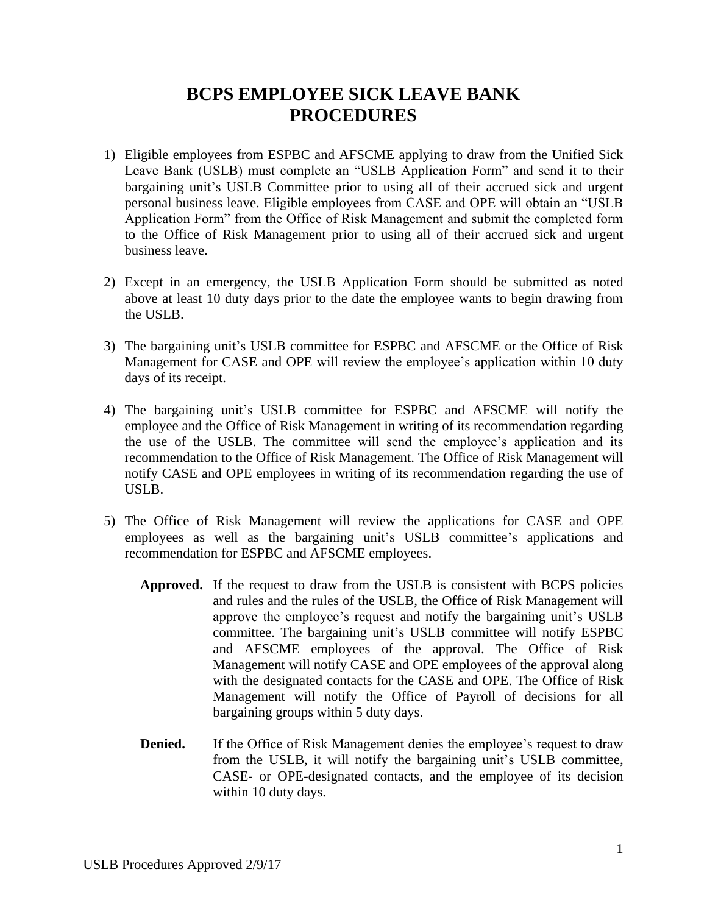# BCPS EMPLOYEE SICK LEAVE BANK PROCEDURES

1) Eligible employees from ESPBC and AFSCME applying to draw from the Unified Sick Leave Bank (USLB) must complete an "USLB Application Form" and send it to their bargaining unit's USLB Committee prior to using all of their accrued sick and urgent personal business leave. Eligible employees from CASE and OPE will obtain an "USLB Application Form" from the Office of Risk Management and submit the completed form to the Office of Risk Management prior to using all of their accrued sick and urgent business leave.

2) Except in an emergency, the USLB Application Form should be submitted as noted above at least 10 duty days prior to the date the employee wants to begin drawing from the USLB.

3) The bargaining unit's USLB committee for ESPBC and AFSCME or the Office of Risk Management for CASE and OPE will review the employee's application within 10 duty days of its receipt.

4) The bargaining unit's USLB committee for ESPBC and AFSCME will notify the employee and the Office of Risk Management in writing of its recommendation regarding the use of the USLB. The committee will send the employee's application and its recommendation to the Office of Risk Management. The Office of Risk Management will notify CASE and OPE employees in writing of its recommendation regarding the use of USLB.

5) The Office of Risk Management will review the applications for CASE and OPE employees as well as the bargaining unit's USLB committee's applications and recommendation for ESPBC and AFSCME employees.

   **Approved.** If the request to draw from the USLB is consistent with BCPS policies and rules and the rules of the USLB, the Office of Risk Management will approve the employee's request and notify the bargaining unit's USLB committee. The bargaining unit's USLB committee will notify ESPBC and AFSCME employees of the approval. The Office of Risk Management will notify CASE and OPE employees of the approval along with the designated contacts for the CASE and OPE. The Office of Risk Management will notify the Office of Payroll of decisions for all bargaining groups within 5 duty days.

   **Denied.** If the Office of Risk Management denies the employee's request to draw from the USLB, it will notify the bargaining unit's USLB committee, CASE- or OPE-designated contacts, and the employee of its decision within 10 duty days.

USLB Procedures Approved 2/9/17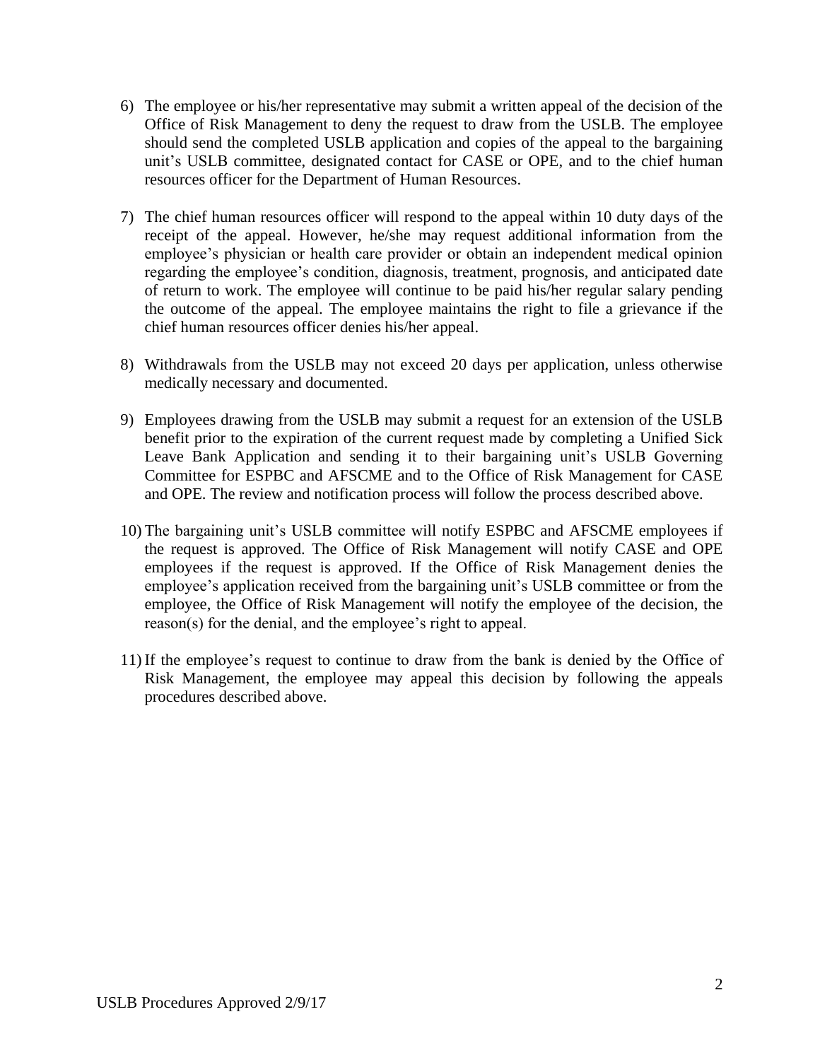6) The employee or his/her representative may submit a written appeal of the decision of the Office of Risk Management to deny the request to draw from the USLB. The employee should send the completed USLB application and copies of the appeal to the bargaining unit's USLB committee, designated contact for CASE or OPE, and to the chief human resources officer for the Department of Human Resources.

7) The chief human resources officer will respond to the appeal within 10 duty days of the receipt of the appeal. However, he/she may request additional information from the employee's physician or health care provider or obtain an independent medical opinion regarding the employee's condition, diagnosis, treatment, prognosis, and anticipated date of return to work. The employee will continue to be paid his/her regular salary pending the outcome of the appeal. The employee maintains the right to file a grievance if the chief human resources officer denies his/her appeal.

8) Withdrawals from the USLB may not exceed 20 days per application, unless otherwise medically necessary and documented.

9) Employees drawing from the USLB may submit a request for an extension of the USLB benefit prior to the expiration of the current request made by completing a Unified Sick Leave Bank Application and sending it to their bargaining unit's USLB Governing Committee for ESPBC and AFSCME and to the Office of Risk Management for CASE and OPE. The review and notification process will follow the process described above.

10) The bargaining unit's USLB committee will notify ESPBC and AFSCME employees if the request is approved. The Office of Risk Management will notify CASE and OPE employees if the request is approved. If the Office of Risk Management denies the employee's application received from the bargaining unit's USLB committee or from the employee, the Office of Risk Management will notify the employee of the decision, the reason(s) for the denial, and the employee's right to appeal.

11) If the employee's request to continue to draw from the bank is denied by the Office of Risk Management, the employee may appeal this decision by following the appeals procedures described above.

USLB Procedures Approved 2/9/17